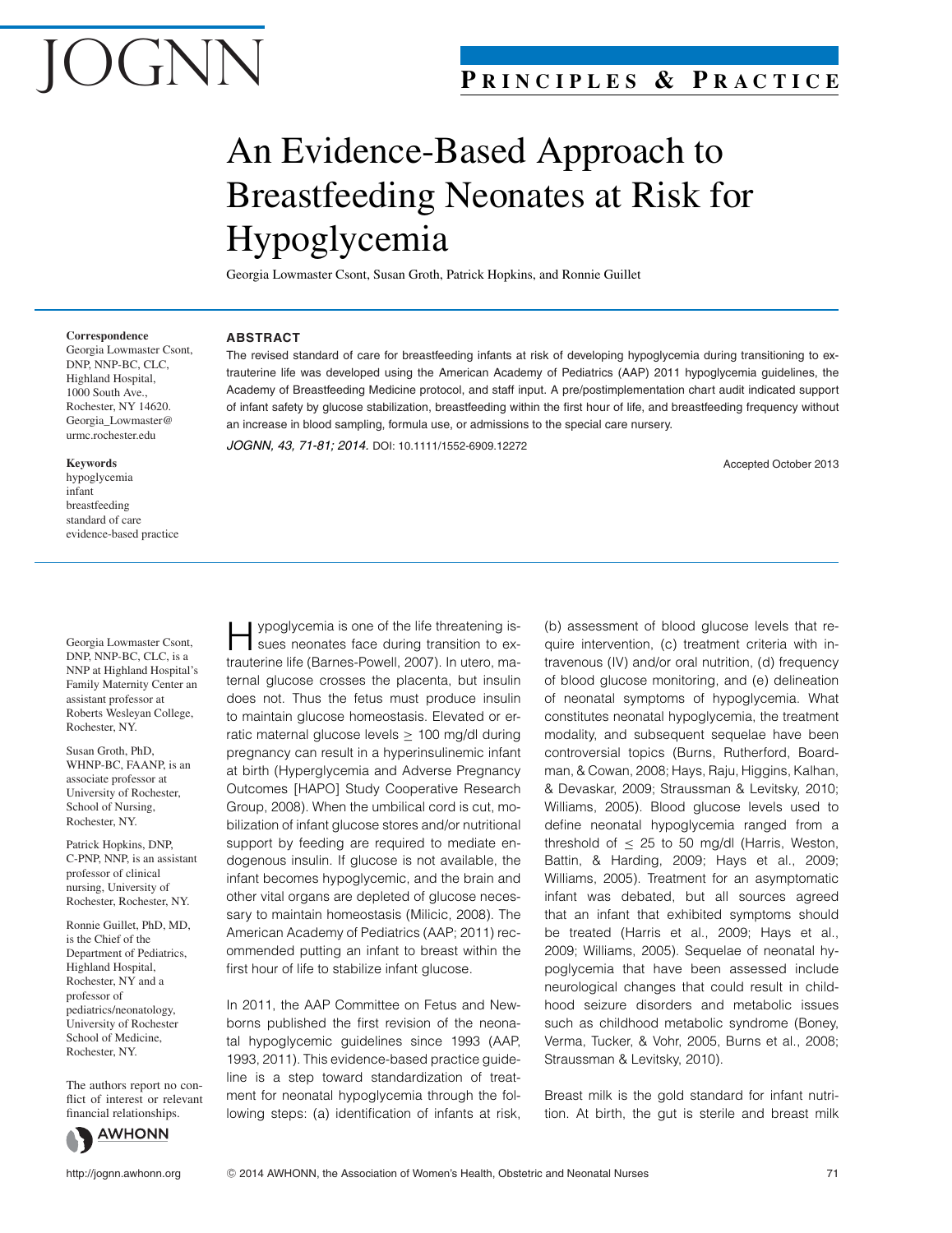# An Evidence-Based Approach to Breastfeeding Neonates at Risk for Hypoglycemia

Georgia Lowmaster Csont, Susan Groth, Patrick Hopkins, and Ronnie Guillet

**Correspondence**
Georgia Lowmaster Csont, DNP, NNP-BC, CLC, Highland Hospital, 1000 South Ave., Rochester, NY 14620. Georgia_Lowmaster@urmc.rochester.edu

**Keywords**
hypoglycemia
infant
breastfeeding
standard of care
evidence-based practice

## ABSTRACT

The revised standard of care for breastfeeding infants at risk of developing hypoglycemia during transitioning to extrauterine life was developed using the American Academy of Pediatrics (AAP) 2011 hypoglycemia guidelines, the Academy of Breastfeeding Medicine protocol, and staff input. A pre/postimplementation chart audit indicated support of infant safety by glucose stabilization, breastfeeding within the first hour of life, and breastfeeding frequency without an increase in blood sampling, formula use, or admissions to the special care nursery.

*JOGNN, 43, 71-81; 2014.* DOI: 10.1111/1552-6909.12272

Accepted October 2013

Georgia Lowmaster Csont, DNP, NNP-BC, CLC, is a NNP at Highland Hospital's Family Maternity Center an assistant professor at Roberts Wesleyan College, Rochester, NY.

Susan Groth, PhD, WHNP-BC, FAANP, is an associate professor at University of Rochester, School of Nursing, Rochester, NY.

Patrick Hopkins, DNP, C-PNP, NNP, is an assistant professor of clinical nursing, University of Rochester, Rochester, NY.

Ronnie Guillet, PhD, MD, is the Chief of the Department of Pediatrics, Highland Hospital, Rochester, NY and a professor of pediatrics/neonatology, University of Rochester School of Medicine, Rochester, NY.

The authors report no conflict of interest or relevant financial relationships.

Hypoglycemia is one of the life threatening issues neonates face during transition to extrauterine life (Barnes-Powell, 2007). In utero, maternal glucose crosses the placenta, but insulin does not. Thus the fetus must produce insulin to maintain glucose homeostasis. Elevated or erratic maternal glucose levels ≥ 100 mg/dl during pregnancy can result in a hyperinsulinemic infant at birth (Hyperglycemia and Adverse Pregnancy Outcomes [HAPO] Study Cooperative Research Group, 2008). When the umbilical cord is cut, mobilization of infant glucose stores and/or nutritional support by feeding are required to mediate endogenous insulin. If glucose is not available, the infant becomes hypoglycemic, and the brain and other vital organs are depleted of glucose necessary to maintain homeostasis (Milicic, 2008). The American Academy of Pediatrics (AAP; 2011) recommended putting an infant to breast within the first hour of life to stabilize infant glucose.

In 2011, the AAP Committee on Fetus and Newborns published the first revision of the neonatal hypoglycemic guidelines since 1993 (AAP, 1993, 2011). This evidence-based practice guideline is a step toward standardization of treatment for neonatal hypoglycemia through the following steps: (a) identification of infants at risk, (b) assessment of blood glucose levels that require intervention, (c) treatment criteria with intravenous (IV) and/or oral nutrition, (d) frequency of blood glucose monitoring, and (e) delineation of neonatal symptoms of hypoglycemia. What constitutes neonatal hypoglycemia, the treatment modality, and subsequent sequelae have been controversial topics (Burns, Rutherford, Boardman, & Cowan, 2008; Hays, Raju, Higgins, Kalhan, & Devaskar, 2009; Straussman & Levitsky, 2010; Williams, 2005). Blood glucose levels used to define neonatal hypoglycemia ranged from a threshold of ≤ 25 to 50 mg/dl (Harris, Weston, Battin, & Harding, 2009; Hays et al., 2009; Williams, 2005). Treatment for an asymptomatic infant was debated, but all sources agreed that an infant that exhibited symptoms should be treated (Harris et al., 2009; Hays et al., 2009; Williams, 2005). Sequelae of neonatal hypoglycemia that have been assessed include neurological changes that could result in childhood seizure disorders and metabolic issues such as childhood metabolic syndrome (Boney, Verma, Tucker, & Vohr, 2005, Burns et al., 2008; Straussman & Levitsky, 2010).

Breast milk is the gold standard for infant nutrition. At birth, the gut is sterile and breast milk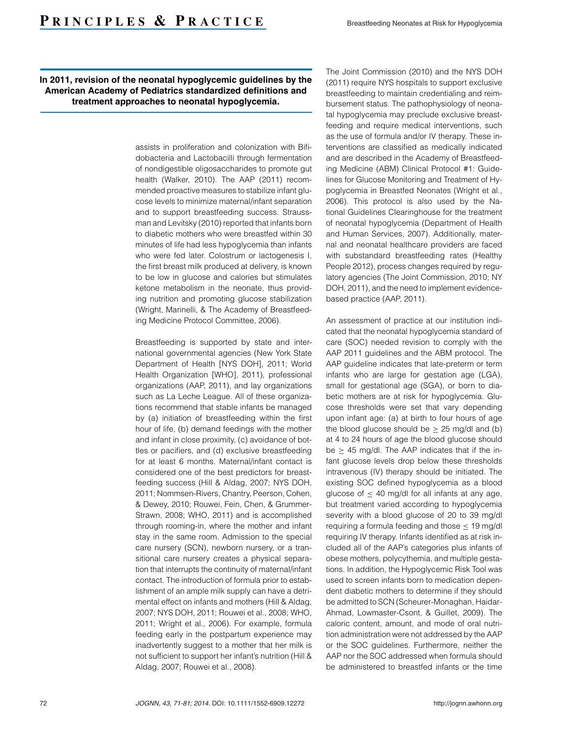**In 2011, revision of the neonatal hypoglycemic guidelines by the American Academy of Pediatrics standardized definitions and treatment approaches to neonatal hypoglycemia.**

assists in proliferation and colonization with Bifidobacteria and Lactobacilli through fermentation of nondigestible oligosaccharides to promote gut health (Walker, 2010). The AAP (2011) recommended proactive measures to stabilize infant glucose levels to minimize maternal/infant separation and to support breastfeeding success. Straussman and Levitsky (2010) reported that infants born to diabetic mothers who were breastfed within 30 minutes of life had less hypoglycemia than infants who were fed later. Colostrum or lactogenesis I, the first breast milk produced at delivery, is known to be low in glucose and calories but stimulates ketone metabolism in the neonate, thus providing nutrition and promoting glucose stabilization (Wright, Marinelli, & The Academy of Breastfeeding Medicine Protocol Committee, 2006).

Breastfeeding is supported by state and international governmental agencies (New York State Department of Health [NYS DOH], 2011; World Health Organization [WHO], 2011), professional organizations (AAP, 2011), and lay organizations such as La Leche League. All of these organizations recommend that stable infants be managed by (a) initiation of breastfeeding within the first hour of life, (b) demand feedings with the mother and infant in close proximity, (c) avoidance of bottles or pacifiers, and (d) exclusive breastfeeding for at least 6 months. Maternal/infant contact is considered one of the best predictors for breastfeeding success (Hill & Aldag, 2007; NYS DOH, 2011; Nommsen-Rivers, Chantry, Peerson, Cohen, & Dewey, 2010; Rouwei, Fein, Chen, & Grummer-Strawn, 2008; WHO, 2011) and is accomplished through rooming-in, where the mother and infant stay in the same room. Admission to the special care nursery (SCN), newborn nursery, or a transitional care nursery creates a physical separation that interrupts the continuity of maternal/infant contact. The introduction of formula prior to establishment of an ample milk supply can have a detrimental effect on infants and mothers (Hill & Aldag, 2007; NYS DOH, 2011; Rouwei et al., 2008; WHO, 2011; Wright et al., 2006). For example, formula feeding early in the postpartum experience may inadvertently suggest to a mother that her milk is not sufficient to support her infant's nutrition (Hill & Aldag, 2007; Rouwei et al., 2008).

The Joint Commission (2010) and the NYS DOH (2011) require NYS hospitals to support exclusive breastfeeding to maintain credentialing and reimbursement status. The pathophysiology of neonatal hypoglycemia may preclude exclusive breastfeeding and require medical interventions, such as the use of formula and/or IV therapy. These interventions are classified as medically indicated and are described in the Academy of Breastfeeding Medicine (ABM) Clinical Protocol #1: Guidelines for Glucose Monitoring and Treatment of Hypoglycemia in Breastfed Neonates (Wright et al., 2006). This protocol is also used by the National Guidelines Clearinghouse for the treatment of neonatal hypoglycemia (Department of Health and Human Services, 2007). Additionally, maternal and neonatal healthcare providers are faced with substandard breastfeeding rates (Healthy People 2012), process changes required by regulatory agencies (The Joint Commission, 2010; NY DOH, 2011), and the need to implement evidence-based practice (AAP, 2011).

An assessment of practice at our institution indicated that the neonatal hypoglycemia standard of care (SOC) needed revision to comply with the AAP 2011 guidelines and the ABM protocol. The AAP guideline indicates that late-preterm or term infants who are large for gestation age (LGA), small for gestational age (SGA), or born to diabetic mothers are at risk for hypoglycemia. Glucose thresholds were set that vary depending upon infant age: (a) at birth to four hours of age the blood glucose should be $\geq$ 25 mg/dl and (b) at 4 to 24 hours of age the blood glucose should be $\geq$ 45 mg/dl. The AAP indicates that if the infant glucose levels drop below these thresholds intravenous (IV) therapy should be initiated. The existing SOC defined hypoglycemia as a blood glucose of $\leq$ 40 mg/dl for all infants at any age, but treatment varied according to hypoglycemia severity with a blood glucose of 20 to 39 mg/dl requiring a formula feeding and those $\leq$ 19 mg/dl requiring IV therapy. Infants identified as at risk included all of the AAP's categories plus infants of obese mothers, polycythemia, and multiple gestations. In addition, the Hypoglycemic Risk Tool was used to screen infants born to medication dependent diabetic mothers to determine if they should be admitted to SCN (Scheurer-Monaghan, Haidar-Ahmad, Lowmaster-Csont, & Guillet, 2009). The caloric content, amount, and mode of oral nutrition administration were not addressed by the AAP or the SOC guidelines. Furthermore, neither the AAP nor the SOC addressed when formula should be administered to breastfed infants or the time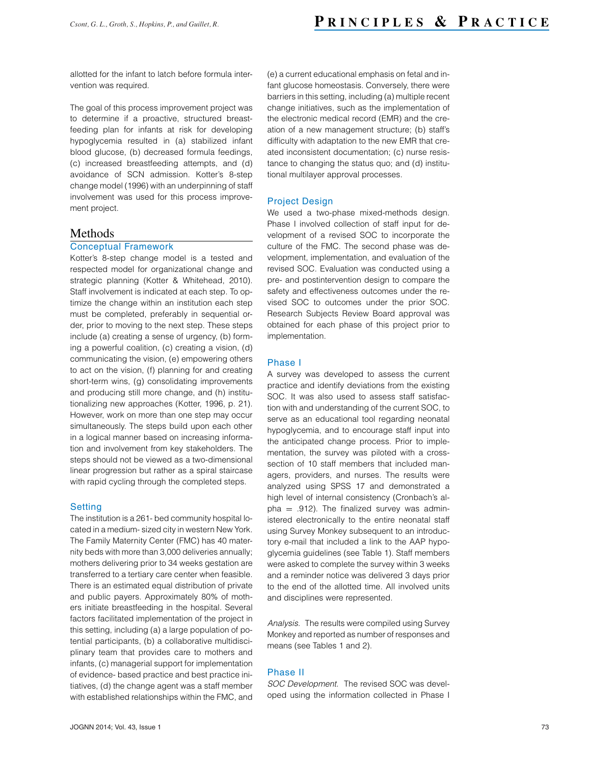allotted for the infant to latch before formula intervention was required.

The goal of this process improvement project was to determine if a proactive, structured breastfeeding plan for infants at risk for developing hypoglycemia resulted in (a) stabilized infant blood glucose, (b) decreased formula feedings, (c) increased breastfeeding attempts, and (d) avoidance of SCN admission. Kotter's 8-step change model (1996) with an underpinning of staff involvement was used for this process improvement project.

## Methods

### Conceptual Framework

Kotter's 8-step change model is a tested and respected model for organizational change and strategic planning (Kotter & Whitehead, 2010). Staff involvement is indicated at each step. To optimize the change within an institution each step must be completed, preferably in sequential order, prior to moving to the next step. These steps include (a) creating a sense of urgency, (b) forming a powerful coalition, (c) creating a vision, (d) communicating the vision, (e) empowering others to act on the vision, (f) planning for and creating short-term wins, (g) consolidating improvements and producing still more change, and (h) institutionalizing new approaches (Kotter, 1996, p. 21). However, work on more than one step may occur simultaneously. The steps build upon each other in a logical manner based on increasing information and involvement from key stakeholders. The steps should not be viewed as a two-dimensional linear progression but rather as a spiral staircase with rapid cycling through the completed steps.

### Setting

The institution is a 261- bed community hospital located in a medium- sized city in western New York. The Family Maternity Center (FMC) has 40 maternity beds with more than 3,000 deliveries annually; mothers delivering prior to 34 weeks gestation are transferred to a tertiary care center when feasible. There is an estimated equal distribution of private and public payers. Approximately 80% of mothers initiate breastfeeding in the hospital. Several factors facilitated implementation of the project in this setting, including (a) a large population of potential participants, (b) a collaborative multidisciplinary team that provides care to mothers and infants, (c) managerial support for implementation of evidence- based practice and best practice initiatives, (d) the change agent was a staff member with established relationships within the FMC, and (e) a current educational emphasis on fetal and infant glucose homeostasis. Conversely, there were barriers in this setting, including (a) multiple recent change initiatives, such as the implementation of the electronic medical record (EMR) and the creation of a new management structure; (b) staff's difficulty with adaptation to the new EMR that created inconsistent documentation; (c) nurse resistance to changing the status quo; and (d) institutional multilayer approval processes.

### Project Design

We used a two-phase mixed-methods design. Phase I involved collection of staff input for development of a revised SOC to incorporate the culture of the FMC. The second phase was development, implementation, and evaluation of the revised SOC. Evaluation was conducted using a pre- and postintervention design to compare the safety and effectiveness outcomes under the revised SOC to outcomes under the prior SOC. Research Subjects Review Board approval was obtained for each phase of this project prior to implementation.

### Phase I

A survey was developed to assess the current practice and identify deviations from the existing SOC. It was also used to assess staff satisfaction with and understanding of the current SOC, to serve as an educational tool regarding neonatal hypoglycemia, and to encourage staff input into the anticipated change process. Prior to implementation, the survey was piloted with a cross-section of 10 staff members that included managers, providers, and nurses. The results were analyzed using SPSS 17 and demonstrated a high level of internal consistency (Cronbach's alpha = .912). The finalized survey was administered electronically to the entire neonatal staff using Survey Monkey subsequent to an introductory e-mail that included a link to the AAP hypoglycemia guidelines (see Table 1). Staff members were asked to complete the survey within 3 weeks and a reminder notice was delivered 3 days prior to the end of the allotted time. All involved units and disciplines were represented.

*Analysis.* The results were compiled using Survey Monkey and reported as number of responses and means (see Tables 1 and 2).

### Phase II

*SOC Development.* The revised SOC was developed using the information collected in Phase I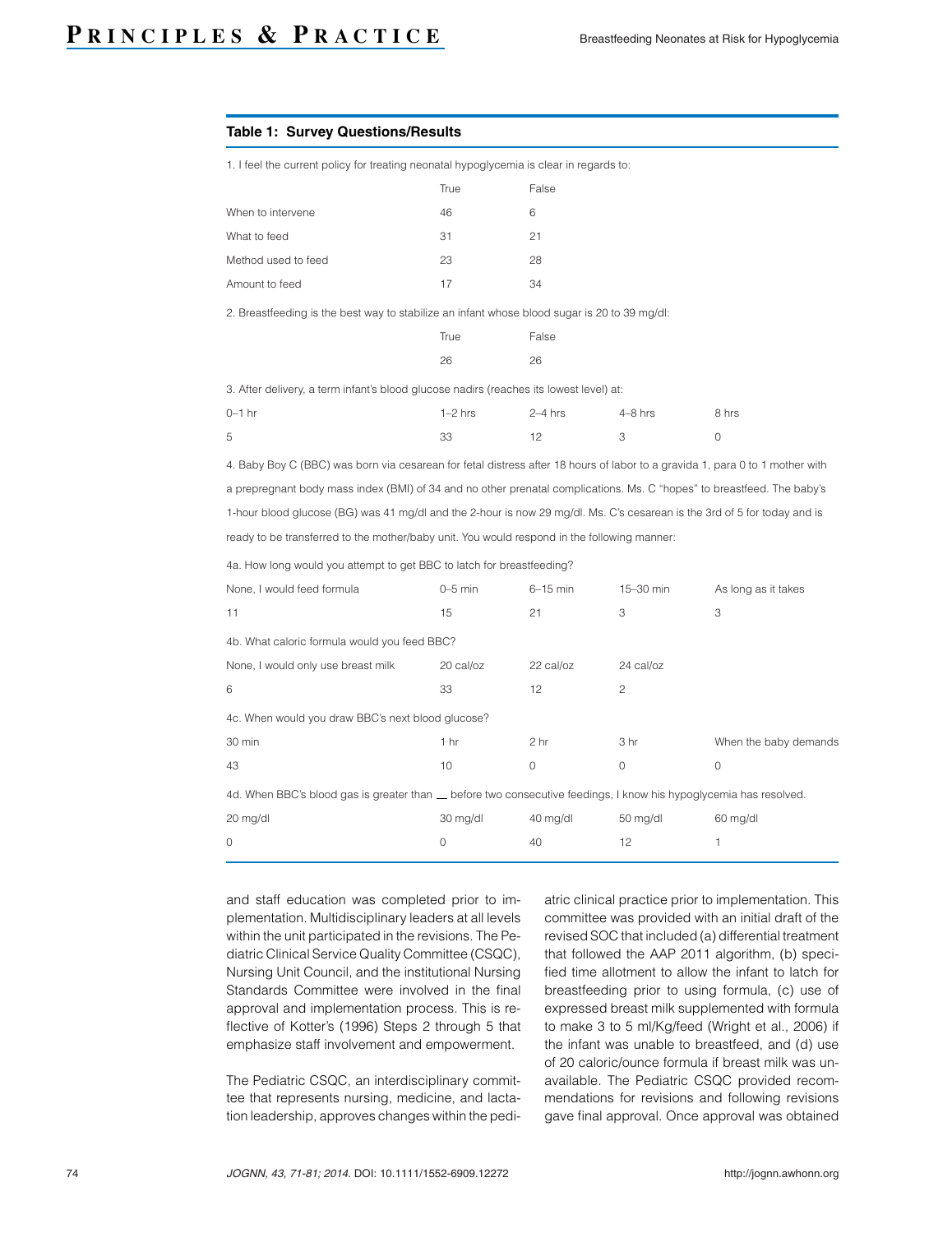**Table 1: Survey Questions/Results**

1. I feel the current policy for treating neonatal hypoglycemia is clear in regards to:

| | True | False |
|---|---|---|
| When to intervene | 46 | 6 |
| What to feed | 31 | 21 |
| Method used to feed | 23 | 28 |
| Amount to feed | 17 | 34 |

2. Breastfeeding is the best way to stabilize an infant whose blood sugar is 20 to 39 mg/dl:

| True | False |
|---|---|
| 26 | 26 |

3. After delivery, a term infant's blood glucose nadirs (reaches its lowest level) at:

| 0–1 hr | 1–2 hrs | 2–4 hrs | 4–8 hrs | 8 hrs |
|---|---|---|---|---|
| 5 | 33 | 12 | 3 | 0 |

4. Baby Boy C (BBC) was born via cesarean for fetal distress after 18 hours of labor to a gravida 1, para 0 to 1 mother with a prepregnant body mass index (BMI) of 34 and no other prenatal complications. Ms. C "hopes" to breastfeed. The baby's 1-hour blood glucose (BG) was 41 mg/dl and the 2-hour is now 29 mg/dl. Ms. C's cesarean is the 3rd of 5 for today and is ready to be transferred to the mother/baby unit. You would respond in the following manner:

4a. How long would you attempt to get BBC to latch for breastfeeding?

| None, I would feed formula | 0–5 min | 6–15 min | 15–30 min | As long as it takes |
|---|---|---|---|---|
| 11 | 15 | 21 | 3 | 3 |

4b. What caloric formula would you feed BBC?

| None, I would only use breast milk | 20 cal/oz | 22 cal/oz | 24 cal/oz |
|---|---|---|---|
| 6 | 33 | 12 | 2 |

4c. When would you draw BBC's next blood glucose?

| 30 min | 1 hr | 2 hr | 3 hr | When the baby demands |
|---|---|---|---|---|
| 43 | 10 | 0 | 0 | 0 |

4d. When BBC's blood gas is greater than __ before two consecutive feedings, I know his hypoglycemia has resolved.

| 20 mg/dl | 30 mg/dl | 40 mg/dl | 50 mg/dl | 60 mg/dl |
|---|---|---|---|---|
| 0 | 0 | 40 | 12 | 1 |

and staff education was completed prior to implementation. Multidisciplinary leaders at all levels within the unit participated in the revisions. The Pediatric Clinical Service Quality Committee (CSQC), Nursing Unit Council, and the institutional Nursing Standards Committee were involved in the final approval and implementation process. This is reflective of Kotter's (1996) Steps 2 through 5 that emphasize staff involvement and empowerment.

The Pediatric CSQC, an interdisciplinary committee that represents nursing, medicine, and lactation leadership, approves changes within the pediatric clinical practice prior to implementation. This committee was provided with an initial draft of the revised SOC that included (a) differential treatment that followed the AAP 2011 algorithm, (b) specified time allotment to allow the infant to latch for breastfeeding prior to using formula, (c) use of expressed breast milk supplemented with formula to make 3 to 5 ml/Kg/feed (Wright et al., 2006) if the infant was unable to breastfeed, and (d) use of 20 caloric/ounce formula if breast milk was unavailable. The Pediatric CSQC provided recommendations for revisions and following revisions gave final approval. Once approval was obtained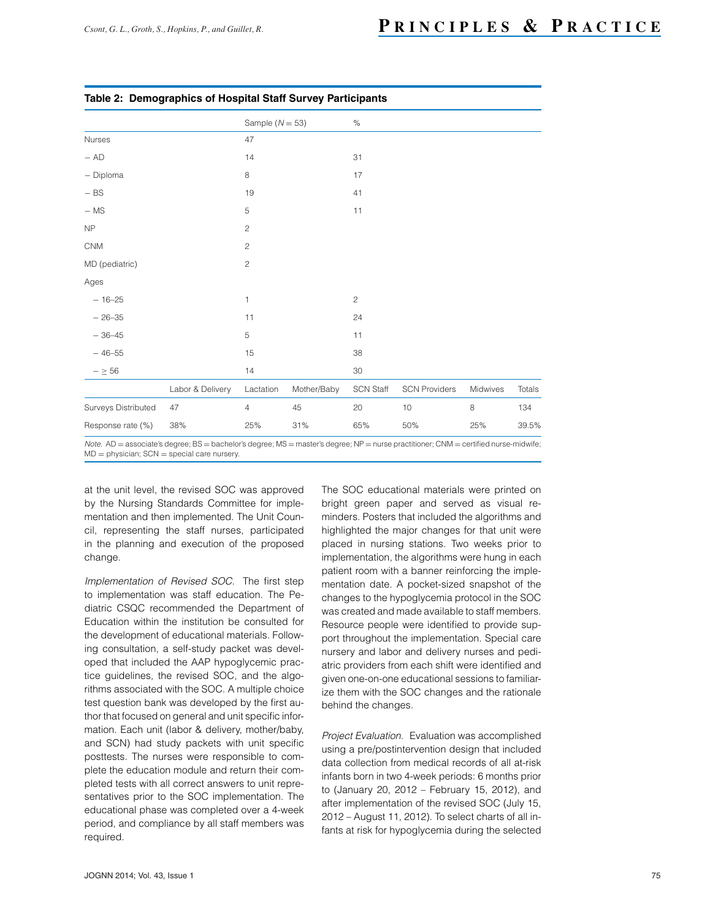**Table 2: Demographics of Hospital Staff Survey Participants**

| | | Sample ($N = 53$) | | % | | | |
|---|---|---|---|---|---|---|---|
| Nurses | | 47 | | | | | |
| – AD | | 14 | | 31 | | | |
| – Diploma | | 8 | | 17 | | | |
| – BS | | 19 | | 41 | | | |
| – MS | | 5 | | 11 | | | |
| NP | | 2 | | | | | |
| CNM | | 2 | | | | | |
| MD (pediatric) | | 2 | | | | | |
| Ages | | | | | | | |
| – 16–25 | | 1 | | 2 | | | |
| – 26–35 | | 11 | | 24 | | | |
| – 36–45 | | 5 | | 11 | | | |
| – 46–55 | | 15 | | 38 | | | |
| – ≥ 56 | | 14 | | 30 | | | |
| | Labor & Delivery | Lactation | Mother/Baby | SCN Staff | SCN Providers | Midwives | Totals |
| Surveys Distributed | 47 | 4 | 45 | 20 | 10 | 8 | 134 |
| Response rate (%) | 38% | 25% | 31% | 65% | 50% | 25% | 39.5% |

*Note.* AD = associate's degree; BS = bachelor's degree; MS = master's degree; NP = nurse practitioner; CNM = certified nurse-midwife; MD = physician; SCN = special care nursery.

at the unit level, the revised SOC was approved by the Nursing Standards Committee for implementation and then implemented. The Unit Council, representing the staff nurses, participated in the planning and execution of the proposed change.

*Implementation of Revised SOC.* The first step to implementation was staff education. The Pediatric CSQC recommended the Department of Education within the institution be consulted for the development of educational materials. Following consultation, a self-study packet was developed that included the AAP hypoglycemic practice guidelines, the revised SOC, and the algorithms associated with the SOC. A multiple choice test question bank was developed by the first author that focused on general and unit specific information. Each unit (labor & delivery, mother/baby, and SCN) had study packets with unit specific posttests. The nurses were responsible to complete the education module and return their completed tests with all correct answers to unit representatives prior to the SOC implementation. The educational phase was completed over a 4-week period, and compliance by all staff members was required.

The SOC educational materials were printed on bright green paper and served as visual reminders. Posters that included the algorithms and highlighted the major changes for that unit were placed in nursing stations. Two weeks prior to implementation, the algorithms were hung in each patient room with a banner reinforcing the implementation date. A pocket-sized snapshot of the changes to the hypoglycemia protocol in the SOC was created and made available to staff members. Resource people were identified to provide support throughout the implementation. Special care nursery and labor and delivery nurses and pediatric providers from each shift were identified and given one-on-one educational sessions to familiarize them with the SOC changes and the rationale behind the changes.

*Project Evaluation.* Evaluation was accomplished using a pre/postintervention design that included data collection from medical records of all at-risk infants born in two 4-week periods: 6 months prior to (January 20, 2012 – February 15, 2012), and after implementation of the revised SOC (July 15, 2012 – August 11, 2012). To select charts of all infants at risk for hypoglycemia during the selected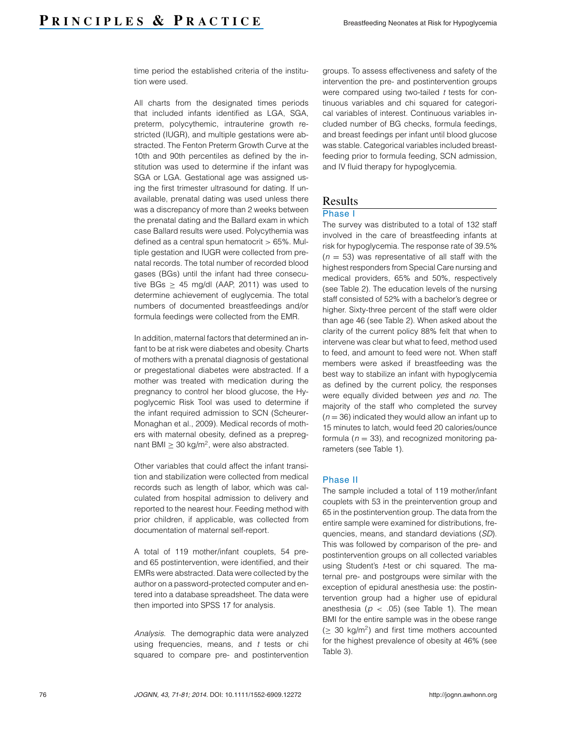time period the established criteria of the institution were used.

All charts from the designated times periods that included infants identified as LGA, SGA, preterm, polycythemic, intrauterine growth restricted (IUGR), and multiple gestations were abstracted. The Fenton Preterm Growth Curve at the 10th and 90th percentiles as defined by the institution was used to determine if the infant was SGA or LGA. Gestational age was assigned using the first trimester ultrasound for dating. If unavailable, prenatal dating was used unless there was a discrepancy of more than 2 weeks between the prenatal dating and the Ballard exam in which case Ballard results were used. Polycythemia was defined as a central spun hematocrit > 65%. Multiple gestation and IUGR were collected from prenatal records. The total number of recorded blood gases (BGs) until the infant had three consecutive BGs $\geq$ 45 mg/dl (AAP, 2011) was used to determine achievement of euglycemia. The total numbers of documented breastfeedings and/or formula feedings were collected from the EMR.

In addition, maternal factors that determined an infant to be at risk were diabetes and obesity. Charts of mothers with a prenatal diagnosis of gestational or pregestational diabetes were abstracted. If a mother was treated with medication during the pregnancy to control her blood glucose, the Hypoglycemic Risk Tool was used to determine if the infant required admission to SCN (Scheurer-Monaghan et al., 2009). Medical records of mothers with maternal obesity, defined as a prepregnant BMI $\geq$ 30 kg/m$^2$, were also abstracted.

Other variables that could affect the infant transition and stabilization were collected from medical records such as length of labor, which was calculated from hospital admission to delivery and reported to the nearest hour. Feeding method with prior children, if applicable, was collected from documentation of maternal self-report.

A total of 119 mother/infant couplets, 54 pre- and 65 postintervention, were identified, and their EMRs were abstracted. Data were collected by the author on a password-protected computer and entered into a database spreadsheet. The data were then imported into SPSS 17 for analysis.

*Analysis.* The demographic data were analyzed using frequencies, means, and *t* tests or chi squared to compare pre- and postintervention groups. To assess effectiveness and safety of the intervention the pre- and postintervention groups were compared using two-tailed *t* tests for continuous variables and chi squared for categorical variables of interest. Continuous variables included number of BG checks, formula feedings, and breast feedings per infant until blood glucose was stable. Categorical variables included breastfeeding prior to formula feeding, SCN admission, and IV fluid therapy for hypoglycemia.

# Results

## Phase I

The survey was distributed to a total of 132 staff involved in the care of breastfeeding infants at risk for hypoglycemia. The response rate of 39.5% ($n$ = 53) was representative of all staff with the highest responders from Special Care nursing and medical providers, 65% and 50%, respectively (see Table 2). The education levels of the nursing staff consisted of 52% with a bachelor's degree or higher. Sixty-three percent of the staff were older than age 46 (see Table 2). When asked about the clarity of the current policy 88% felt that when to intervene was clear but what to feed, method used to feed, and amount to feed were not. When staff members were asked if breastfeeding was the best way to stabilize an infant with hypoglycemia as defined by the current policy, the responses were equally divided between *yes* and *no*. The majority of the staff who completed the survey ($n$ = 36) indicated they would allow an infant up to 15 minutes to latch, would feed 20 calories/ounce formula ($n$ = 33), and recognized monitoring parameters (see Table 1).

## Phase II

The sample included a total of 119 mother/infant couplets with 53 in the preintervention group and 65 in the postintervention group. The data from the entire sample were examined for distributions, frequencies, means, and standard deviations (*SD*). This was followed by comparison of the pre- and postintervention groups on all collected variables using Student's *t*-test or chi squared. The maternal pre- and postgroups were similar with the exception of epidural anesthesia use: the postintervention group had a higher use of epidural anesthesia ($p$ < .05) (see Table 1). The mean BMI for the entire sample was in the obese range ($\geq$ 30 kg/m$^2$) and first time mothers accounted for the highest prevalence of obesity at 46% (see Table 3).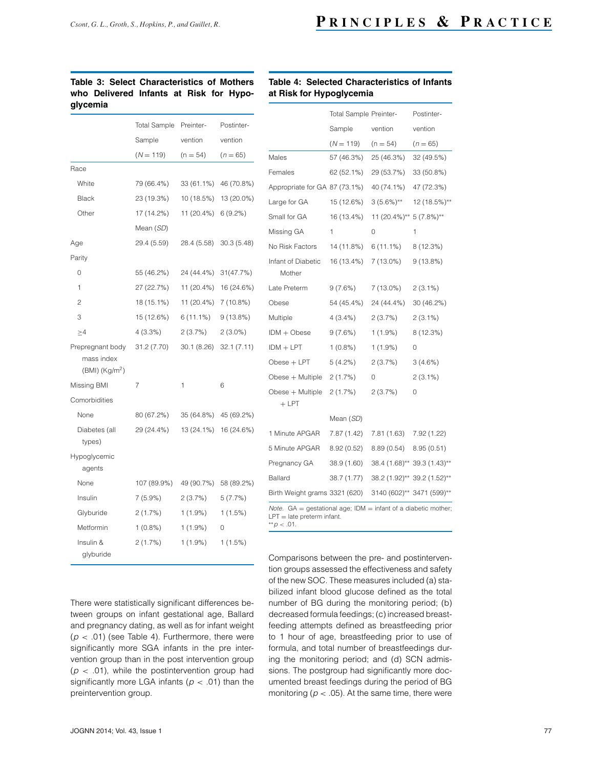**Table 3: Select Characteristics of Mothers who Delivered Infants at Risk for Hypoglycemia**

| | Total Sample ($N = 119$) | Preintervention ($n = 54$) | Postintervention ($n = 65$) |
|---|---|---|---|
| Race | | | |
| White | 79 (66.4%) | 33 (61.1%) | 46 (70.8%) |
| Black | 23 (19.3%) | 10 (18.5%) | 13 (20.0%) |
| Other | 17 (14.2%) | 11 (20.4%) | 6 (9.2%) |
| | Mean (*SD*) | | |
| Age | 29.4 (5.59) | 28.4 (5.58) | 30.3 (5.48) |
| Parity | | | |
| 0 | 55 (46.2%) | 24 (44.4%) | 31(47.7%) |
| 1 | 27 (22.7%) | 11 (20.4%) | 16 (24.6%) |
| 2 | 18 (15.1%) | 11 (20.4%) | 7 (10.8%) |
| 3 | 15 (12.6%) | 6 (11.1%) | 9 (13.8%) |
| ≥4 | 4 (3.3%) | 2 (3.7%) | 2 (3.0%) |
| Prepregnant body mass index (BMI) (Kg/m$^2$) | 31.2 (7.70) | 30.1 (8.26) | 32.1 (7.11) |
| Missing BMI | 7 | 1 | 6 |
| Comorbidities | | | |
| None | 80 (67.2%) | 35 (64.8%) | 45 (69.2%) |
| Diabetes (all types) | 29 (24.4%) | 13 (24.1%) | 16 (24.6%) |
| Hypoglycemic agents | | | |
| None | 107 (89.9%) | 49 (90.7%) | 58 (89.2%) |
| Insulin | 7 (5.9%) | 2 (3.7%) | 5 (7.7%) |
| Glyburide | 2 (1.7%) | 1 (1.9%) | 1 (1.5%) |
| Metformin | 1 (0.8%) | 1 (1.9%) | 0 |
| Insulin & glyburide | 2 (1.7%) | 1 (1.9%) | 1 (1.5%) |

There were statistically significant differences between groups on infant gestational age, Ballard and pregnancy dating, as well as for infant weight ($p < .01$) (see Table 4). Furthermore, there were significantly more SGA infants in the pre intervention group than in the post intervention group ($p < .01$), while the postintervention group had significantly more LGA infants ($p < .01$) than the preintervention group.

**Table 4: Selected Characteristics of Infants at Risk for Hypoglycemia**

| | Total Sample ($N = 119$) | Preintervention ($n = 54$) | Postintervention ($n = 65$) |
|---|---|---|---|
| Males | 57 (46.3%) | 25 (46.3%) | 32 (49.5%) |
| Females | 62 (52.1%) | 29 (53.7%) | 33 (50.8%) |
| Appropriate for GA | 87 (73.1%) | 40 (74.1%) | 47 (72.3%) |
| Large for GA | 15 (12.6%) | 3 (5.6%)** | 12 (18.5%)** |
| Small for GA | 16 (13.4%) | 11 (20.4%)** | 5 (7.8%)** |
| Missing GA | 1 | 0 | 1 |
| No Risk Factors | 14 (11.8%) | 6 (11.1%) | 8 (12.3%) |
| Infant of Diabetic Mother | 16 (13.4%) | 7 (13.0%) | 9 (13.8%) |
| Late Preterm | 9 (7.6%) | 7 (13.0%) | 2 (3.1%) |
| Obese | 54 (45.4%) | 24 (44.4%) | 30 (46.2%) |
| Multiple | 4 (3.4%) | 2 (3.7%) | 2 (3.1%) |
| IDM + Obese | 9 (7.6%) | 1 (1.9%) | 8 (12.3%) |
| IDM + LPT | 1 (0.8%) | 1 (1.9%) | 0 |
| Obese + LPT | 5 (4.2%) | 2 (3.7%) | 3 (4.6%) |
| Obese + Multiple | 2 (1.7%) | 0 | 2 (3.1%) |
| Obese + Multiple + LPT | 2 (1.7%) | 2 (3.7%) | 0 |
| | Mean (*SD*) | | |
| 1 Minute APGAR | 7.87 (1.42) | 7.81 (1.63) | 7.92 (1.22) |
| 5 Minute APGAR | 8.92 (0.52) | 8.89 (0.54) | 8.95 (0.51) |
| Pregnancy GA | 38.9 (1.60) | 38.4 (1.68)** | 39.3 (1.43)** |
| Ballard | 38.7 (1.77) | 38.2 (1.92)** | 39.2 (1.52)** |
| Birth Weight grams | 3321 (620) | 3140 (602)** | 3471 (599)** |

*Note.* GA = gestational age; IDM = infant of a diabetic mother; LPT = late preterm infant.
**$p < .01$.

Comparisons between the pre- and postintervention groups assessed the effectiveness and safety of the new SOC. These measures included (a) stabilized infant blood glucose defined as the total number of BG during the monitoring period; (b) decreased formula feedings; (c) increased breastfeeding attempts defined as breastfeeding prior to 1 hour of age, breastfeeding prior to use of formula, and total number of breastfeedings during the monitoring period; and (d) SCN admissions. The postgroup had significantly more documented breast feedings during the period of BG monitoring ($p < .05$). At the same time, there were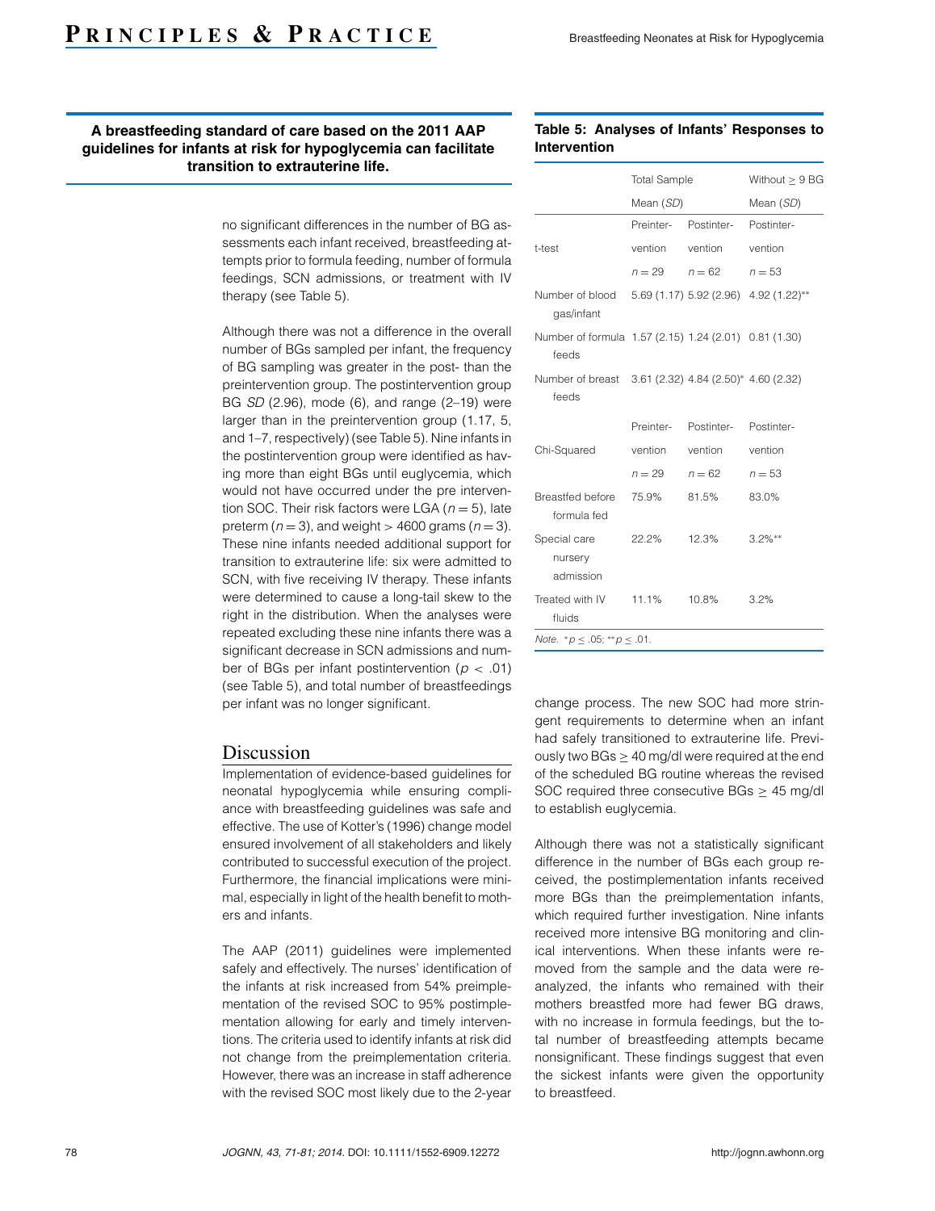**A breastfeeding standard of care based on the 2011 AAP guidelines for infants at risk for hypoglycemia can facilitate transition to extrauterine life.**

no significant differences in the number of BG assessments each infant received, breastfeeding attempts prior to formula feeding, number of formula feedings, SCN admissions, or treatment with IV therapy (see Table 5).

Although there was not a difference in the overall number of BGs sampled per infant, the frequency of BG sampling was greater in the post- than the preintervention group. The postintervention group BG *SD* (2.96), mode (6), and range (2–19) were larger than in the preintervention group (1.17, 5, and 1–7, respectively) (see Table 5). Nine infants in the postintervention group were identified as having more than eight BGs until euglycemia, which would not have occurred under the pre intervention SOC. Their risk factors were LGA ($n = 5$), late preterm ($n = 3$), and weight > 4600 grams ($n = 3$). These nine infants needed additional support for transition to extrauterine life: six were admitted to SCN, with five receiving IV therapy. These infants were determined to cause a long-tail skew to the right in the distribution. When the analyses were repeated excluding these nine infants there was a significant decrease in SCN admissions and number of BGs per infant postintervention ($p < .01$) (see Table 5), and total number of breastfeedings per infant was no longer significant.

**Table 5: Analyses of Infants' Responses to Intervention**

| | Total Sample | | Without ≥ 9 BG |
|---|---|---|---|
| | Mean (*SD*) | | Mean (*SD*) |
| t-test | Preintervention $n = 29$ | Postintervention $n = 62$ | Postintervention $n = 53$ |
| Number of blood gas/infant | 5.69 (1.17) | 5.92 (2.96) | 4.92 (1.22)** |
| Number of formula feeds | 1.57 (2.15) | 1.24 (2.01) | 0.81 (1.30) |
| Number of breast feeds | 3.61 (2.32) | 4.84 (2.50)* | 4.60 (2.32) |
| Chi-Squared | Preintervention $n = 29$ | Postintervention $n = 62$ | Postintervention $n = 53$ |
| Breastfed before formula fed | 75.9% | 81.5% | 83.0% |
| Special care nursery admission | 22.2% | 12.3% | 3.2%** |
| Treated with IV fluids | 11.1% | 10.8% | 3.2% |

*Note.* *$p \leq .05$; **$p \leq .01$.

## Discussion

Implementation of evidence-based guidelines for neonatal hypoglycemia while ensuring compliance with breastfeeding guidelines was safe and effective. The use of Kotter's (1996) change model ensured involvement of all stakeholders and likely contributed to successful execution of the project. Furthermore, the financial implications were minimal, especially in light of the health benefit to mothers and infants.

The AAP (2011) guidelines were implemented safely and effectively. The nurses' identification of the infants at risk increased from 54% preimplementation of the revised SOC to 95% postimplementation allowing for early and timely interventions. The criteria used to identify infants at risk did not change from the preimplementation criteria. However, there was an increase in staff adherence with the revised SOC most likely due to the 2-year change process. The new SOC had more stringent requirements to determine when an infant had safely transitioned to extrauterine life. Previously two BGs ≥ 40 mg/dl were required at the end of the scheduled BG routine whereas the revised SOC required three consecutive BGs ≥ 45 mg/dl to establish euglycemia.

Although there was not a statistically significant difference in the number of BGs each group received, the postimplementation infants received more BGs than the preimplementation infants, which required further investigation. Nine infants received more intensive BG monitoring and clinical interventions. When these infants were removed from the sample and the data were reanalyzed, the infants who remained with their mothers breastfed more had fewer BG draws, with no increase in formula feedings, but the total number of breastfeeding attempts became nonsignificant. These findings suggest that even the sickest infants were given the opportunity to breastfeed.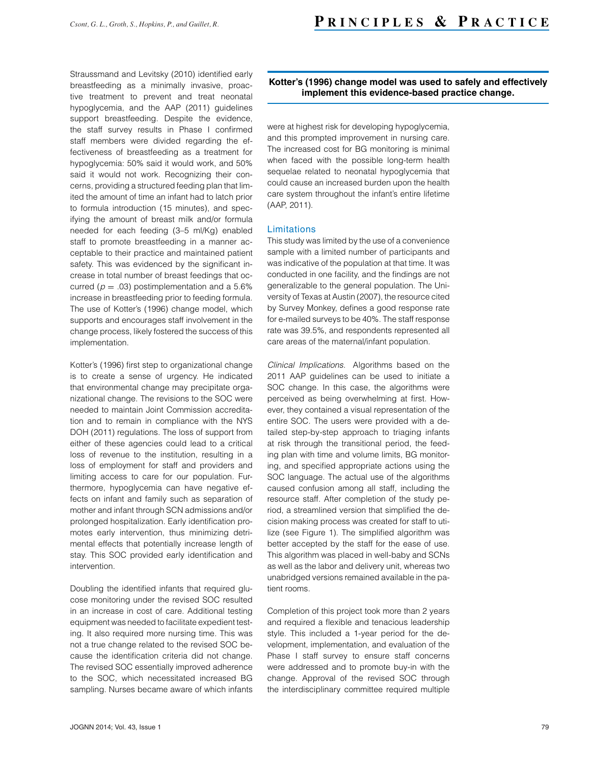Straussmand and Levitsky (2010) identified early breastfeeding as a minimally invasive, proactive treatment to prevent and treat neonatal hypoglycemia, and the AAP (2011) guidelines support breastfeeding. Despite the evidence, the staff survey results in Phase I confirmed staff members were divided regarding the effectiveness of breastfeeding as a treatment for hypoglycemia: 50% said it would work, and 50% said it would not work. Recognizing their concerns, providing a structured feeding plan that limited the amount of time an infant had to latch prior to formula introduction (15 minutes), and specifying the amount of breast milk and/or formula needed for each feeding (3–5 ml/Kg) enabled staff to promote breastfeeding in a manner acceptable to their practice and maintained patient safety. This was evidenced by the significant increase in total number of breast feedings that occurred ($p = .03$) postimplementation and a 5.6% increase in breastfeeding prior to feeding formula. The use of Kotter's (1996) change model, which supports and encourages staff involvement in the change process, likely fostered the success of this implementation.

Kotter's (1996) first step to organizational change is to create a sense of urgency. He indicated that environmental change may precipitate organizational change. The revisions to the SOC were needed to maintain Joint Commission accreditation and to remain in compliance with the NYS DOH (2011) regulations. The loss of support from either of these agencies could lead to a critical loss of revenue to the institution, resulting in a loss of employment for staff and providers and limiting access to care for our population. Furthermore, hypoglycemia can have negative effects on infant and family such as separation of mother and infant through SCN admissions and/or prolonged hospitalization. Early identification promotes early intervention, thus minimizing detrimental effects that potentially increase length of stay. This SOC provided early identification and intervention.

Doubling the identified infants that required glucose monitoring under the revised SOC resulted in an increase in cost of care. Additional testing equipment was needed to facilitate expedient testing. It also required more nursing time. This was not a true change related to the revised SOC because the identification criteria did not change. The revised SOC essentially improved adherence to the SOC, which necessitated increased BG sampling. Nurses became aware of which infants were at highest risk for developing hypoglycemia, and this prompted improvement in nursing care. The increased cost for BG monitoring is minimal when faced with the possible long-term health sequelae related to neonatal hypoglycemia that could cause an increased burden upon the health care system throughout the infant's entire lifetime (AAP, 2011).

**Kotter's (1996) change model was used to safely and effectively implement this evidence-based practice change.**

## Limitations

This study was limited by the use of a convenience sample with a limited number of participants and was indicative of the population at that time. It was conducted in one facility, and the findings are not generalizable to the general population. The University of Texas at Austin (2007), the resource cited by Survey Monkey, defines a good response rate for e-mailed surveys to be 40%. The staff response rate was 39.5%, and respondents represented all care areas of the maternal/infant population.

*Clinical Implications.* Algorithms based on the 2011 AAP guidelines can be used to initiate a SOC change. In this case, the algorithms were perceived as being overwhelming at first. However, they contained a visual representation of the entire SOC. The users were provided with a detailed step-by-step approach to triaging infants at risk through the transitional period, the feeding plan with time and volume limits, BG monitoring, and specified appropriate actions using the SOC language. The actual use of the algorithms caused confusion among all staff, including the resource staff. After completion of the study period, a streamlined version that simplified the decision making process was created for staff to utilize (see Figure 1). The simplified algorithm was better accepted by the staff for the ease of use. This algorithm was placed in well-baby and SCNs as well as the labor and delivery unit, whereas two unabridged versions remained available in the patient rooms.

Completion of this project took more than 2 years and required a flexible and tenacious leadership style. This included a 1-year period for the development, implementation, and evaluation of the Phase I staff survey to ensure staff concerns were addressed and to promote buy-in with the change. Approval of the revised SOC through the interdisciplinary committee required multiple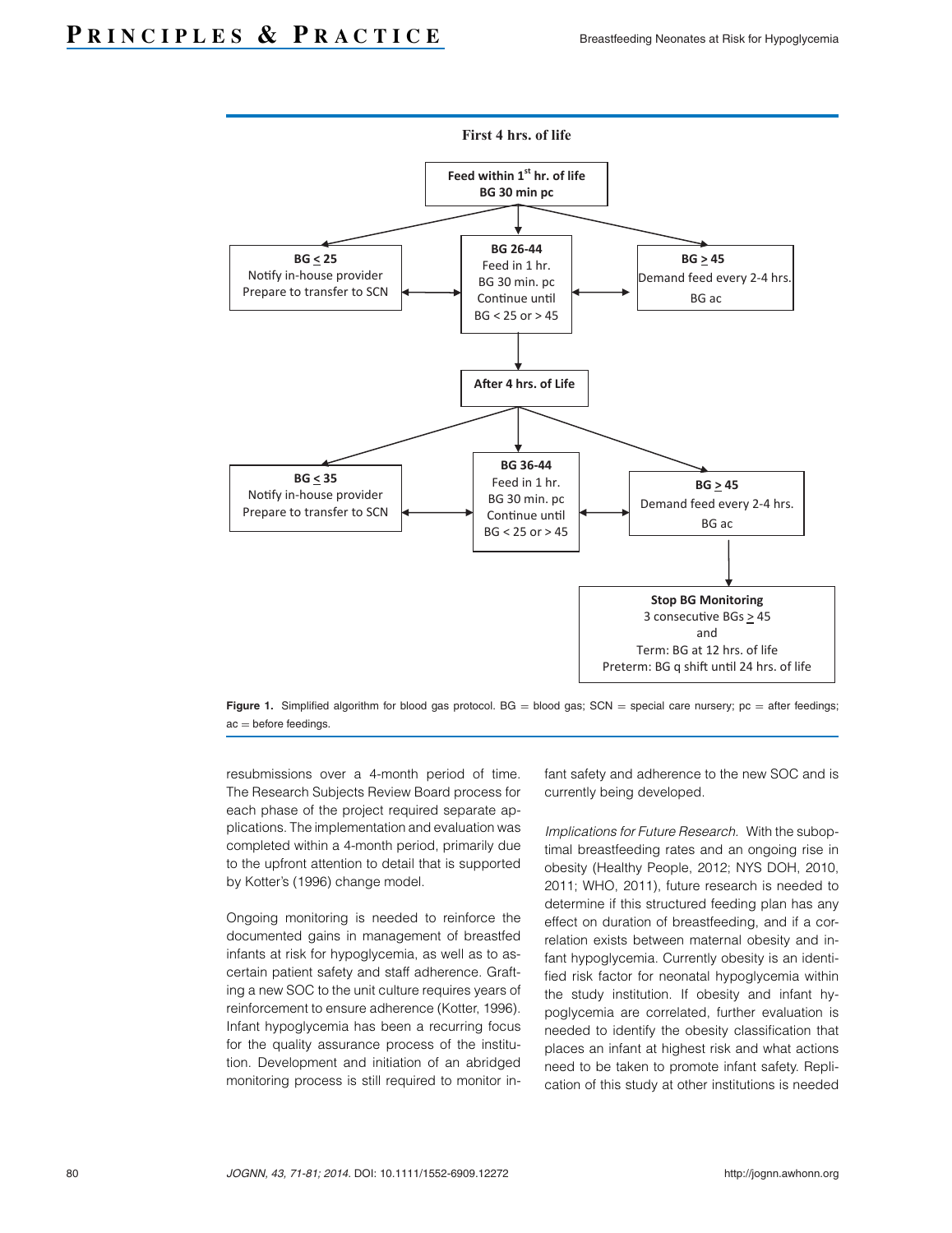**First 4 hrs. of life**

**Feed within 1st hr. of life**
**BG 30 min pc**

**BG ≤ 25**
Notify in-house provider
Prepare to transfer to SCN

**BG 26-44**
Feed in 1 hr.
BG 30 min. pc
Continue until
BG < 25 or > 45

**BG ≥ 45**
Demand feed every 2-4 hrs.
BG ac

**After 4 hrs. of Life**

**BG ≤ 35**
Notify in-house provider
Prepare to transfer to SCN

**BG 36-44**
Feed in 1 hr.
BG 30 min. pc
Continue until
BG < 25 or > 45

**BG ≥ 45**
Demand feed every 2-4 hrs.
BG ac

**Stop BG Monitoring**
3 consecutive BGs ≥ 45
and
Term: BG at 12 hrs. of life
Preterm: BG q shift until 24 hrs. of life

**Figure 1.** Simplified algorithm for blood gas protocol. BG = blood gas; SCN = special care nursery; pc = after feedings; ac = before feedings.

resubmissions over a 4-month period of time. The Research Subjects Review Board process for each phase of the project required separate applications. The implementation and evaluation was completed within a 4-month period, primarily due to the upfront attention to detail that is supported by Kotter's (1996) change model.

Ongoing monitoring is needed to reinforce the documented gains in management of breastfed infants at risk for hypoglycemia, as well as to ascertain patient safety and staff adherence. Grafting a new SOC to the unit culture requires years of reinforcement to ensure adherence (Kotter, 1996). Infant hypoglycemia has been a recurring focus for the quality assurance process of the institution. Development and initiation of an abridged monitoring process is still required to monitor infant safety and adherence to the new SOC and is currently being developed.

*Implications for Future Research.* With the suboptimal breastfeeding rates and an ongoing rise in obesity (Healthy People, 2012; NYS DOH, 2010, 2011; WHO, 2011), future research is needed to determine if this structured feeding plan has any effect on duration of breastfeeding, and if a correlation exists between maternal obesity and infant hypoglycemia. Currently obesity is an identified risk factor for neonatal hypoglycemia within the study institution. If obesity and infant hypoglycemia are correlated, further evaluation is needed to identify the obesity classification that places an infant at highest risk and what actions need to be taken to promote infant safety. Replication of this study at other institutions is needed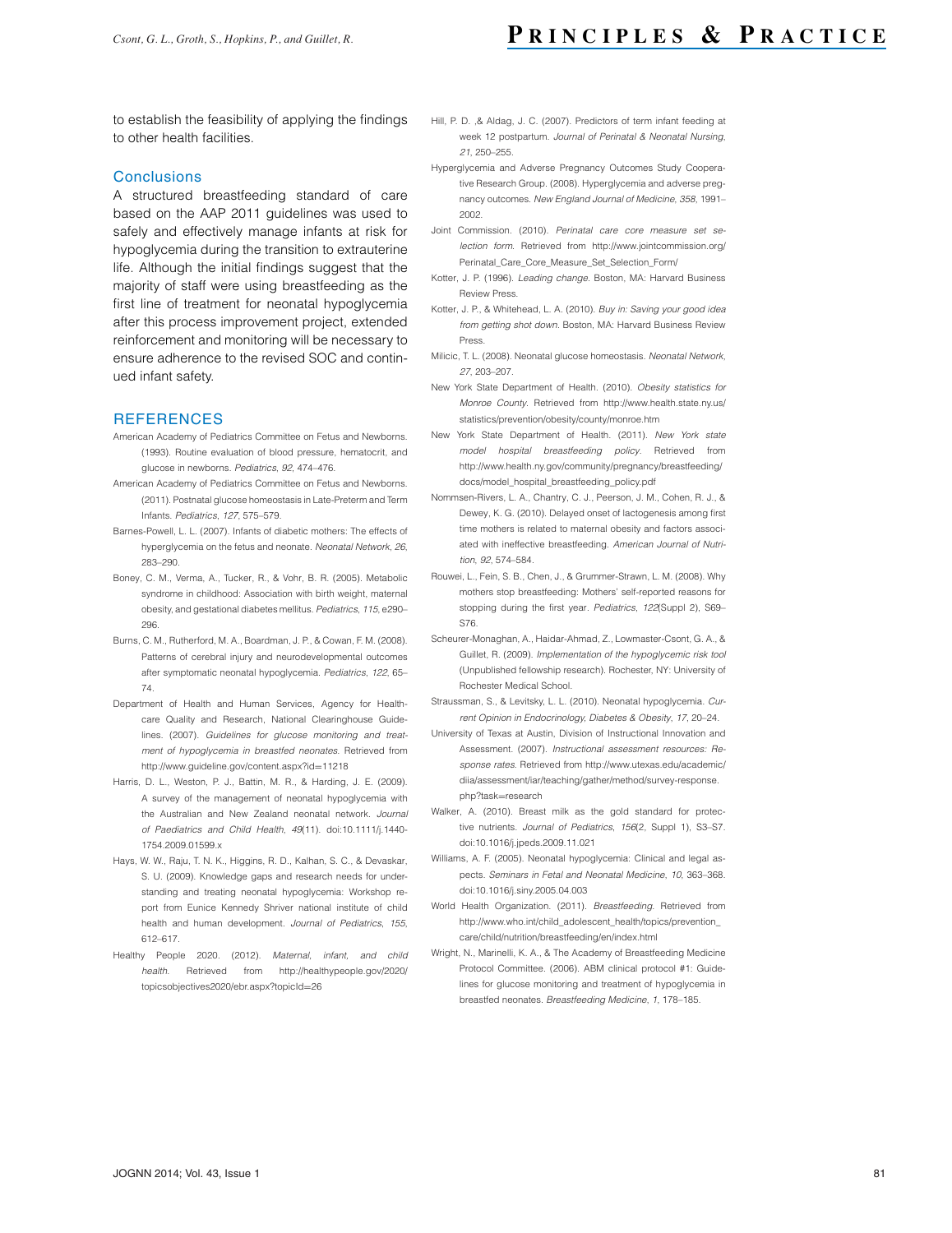to establish the feasibility of applying the findings to other health facilities.

## Conclusions

A structured breastfeeding standard of care based on the AAP 2011 guidelines was used to safely and effectively manage infants at risk for hypoglycemia during the transition to extrauterine life. Although the initial findings suggest that the majority of staff were using breastfeeding as the first line of treatment for neonatal hypoglycemia after this process improvement project, extended reinforcement and monitoring will be necessary to ensure adherence to the revised SOC and continued infant safety.

## REFERENCES

American Academy of Pediatrics Committee on Fetus and Newborns. (1993). Routine evaluation of blood pressure, hematocrit, and glucose in newborns. *Pediatrics*, *92*, 474–476.

American Academy of Pediatrics Committee on Fetus and Newborns. (2011). Postnatal glucose homeostasis in Late-Preterm and Term Infants. *Pediatrics*, *127*, 575–579.

Barnes-Powell, L. L. (2007). Infants of diabetic mothers: The effects of hyperglycemia on the fetus and neonate. *Neonatal Network*, *26*, 283–290.

Boney, C. M., Verma, A., Tucker, R., & Vohr, B. R. (2005). Metabolic syndrome in childhood: Association with birth weight, maternal obesity, and gestational diabetes mellitus. *Pediatrics*, *115*, e290–296.

Burns, C. M., Rutherford, M. A., Boardman, J. P., & Cowan, F. M. (2008). Patterns of cerebral injury and neurodevelopmental outcomes after symptomatic neonatal hypoglycemia. *Pediatrics*, *122*, 65–74.

Department of Health and Human Services, Agency for Healthcare Quality and Research, National Clearinghouse Guidelines. (2007). *Guidelines for glucose monitoring and treatment of hypoglycemia in breastfed neonates*. Retrieved from http://www.guideline.gov/content.aspx?id=11218

Harris, D. L., Weston, P. J., Battin, M. R., & Harding, J. E. (2009). A survey of the management of neonatal hypoglycemia with the Australian and New Zealand neonatal network. *Journal of Paediatrics and Child Health*, *49*(11). doi:10.1111/j.1440-1754.2009.01599.x

Hays, W. W., Raju, T. N. K., Higgins, R. D., Kalhan, S. C., & Devaskar, S. U. (2009). Knowledge gaps and research needs for understanding and treating neonatal hypoglycemia: Workshop report from Eunice Kennedy Shriver national institute of child health and human development. *Journal of Pediatrics*, *155*, 612–617.

Healthy People 2020. (2012). *Maternal, infant, and child health*. Retrieved from http://healthypeople.gov/2020/topicsobjectives2020/ebr.aspx?topicId=26

Hill, P. D. ,& Aldag, J. C. (2007). Predictors of term infant feeding at week 12 postpartum. *Journal of Perinatal & Neonatal Nursing*, *21*, 250–255.

Hyperglycemia and Adverse Pregnancy Outcomes Study Cooperative Research Group. (2008). Hyperglycemia and adverse pregnancy outcomes. *New England Journal of Medicine*, *358*, 1991–2002.

Joint Commission. (2010). *Perinatal care core measure set selection form*. Retrieved from http://www.jointcommission.org/Perinatal_Care_Core_Measure_Set_Selection_Form/

Kotter, J. P. (1996). *Leading change*. Boston, MA: Harvard Business Review Press.

Kotter, J. P., & Whitehead, L. A. (2010). *Buy in: Saving your good idea from getting shot down*. Boston, MA: Harvard Business Review Press.

Milicic, T. L. (2008). Neonatal glucose homeostasis. *Neonatal Network*, *27*, 203–207.

New York State Department of Health. (2010). *Obesity statistics for Monroe County*. Retrieved from http://www.health.state.ny.us/statistics/prevention/obesity/county/monroe.htm

New York State Department of Health. (2011). *New York state model hospital breastfeeding policy*. Retrieved from http://www.health.ny.gov/community/pregnancy/breastfeeding/docs/model_hospital_breastfeeding_policy.pdf

Nommsen-Rivers, L. A., Chantry, C. J., Peerson, J. M., Cohen, R. J., & Dewey, K. G. (2010). Delayed onset of lactogenesis among first time mothers is related to maternal obesity and factors associated with ineffective breastfeeding. *American Journal of Nutrition*, *92*, 574–584.

Rouwei, L., Fein, S. B., Chen, J., & Grummer-Strawn, L. M. (2008). Why mothers stop breastfeeding: Mothers' self-reported reasons for stopping during the first year. *Pediatrics*, *122*(Suppl 2), S69–S76.

Scheurer-Monaghan, A., Haidar-Ahmad, Z., Lowmaster-Csont, G. A., & Guillet, R. (2009). *Implementation of the hypoglycemic risk tool* (Unpublished fellowship research). Rochester, NY: University of Rochester Medical School.

Straussman, S., & Levitsky, L. L. (2010). Neonatal hypoglycemia. *Current Opinion in Endocrinology, Diabetes & Obesity*, *17*, 20–24.

University of Texas at Austin, Division of Instructional Innovation and Assessment. (2007). *Instructional assessment resources: Response rates*. Retrieved from http://www.utexas.edu/academic/diia/assessment/iar/teaching/gather/method/survey-response.php?task=research

Walker, A. (2010). Breast milk as the gold standard for protective nutrients. *Journal of Pediatrics*, *156*(2, Suppl 1), S3–S7. doi:10.1016/j.jpeds.2009.11.021

Williams, A. F. (2005). Neonatal hypoglycemia: Clinical and legal aspects. *Seminars in Fetal and Neonatal Medicine*, *10*, 363–368. doi:10.1016/j.siny.2005.04.003

World Health Organization. (2011). *Breastfeeding*. Retrieved from http://www.who.int/child_adolescent_health/topics/prevention_care/child/nutrition/breastfeeding/en/index.html

Wright, N., Marinelli, K. A., & The Academy of Breastfeeding Medicine Protocol Committee. (2006). ABM clinical protocol #1: Guidelines for glucose monitoring and treatment of hypoglycemia in breastfed neonates. *Breastfeeding Medicine*, *1*, 178–185.